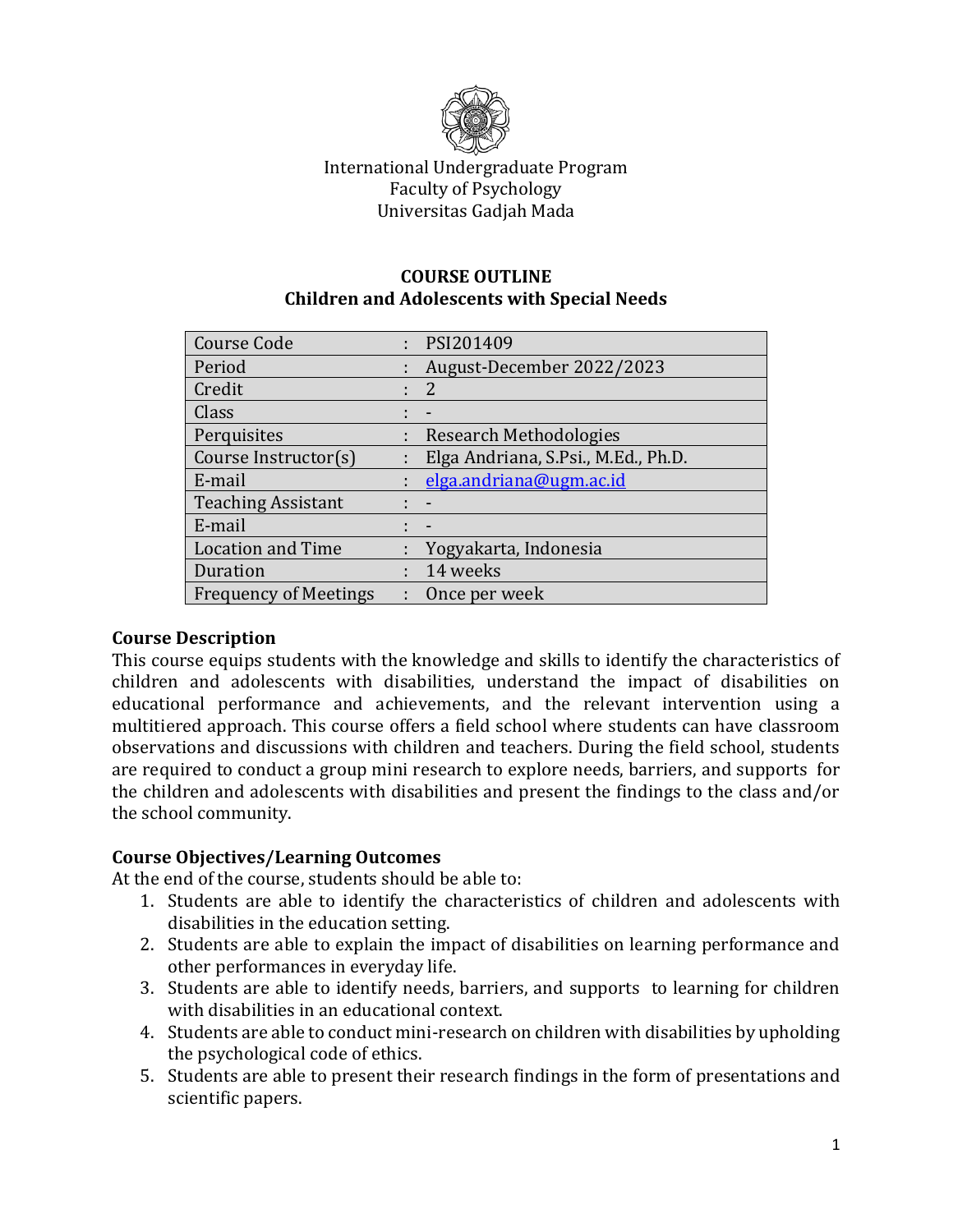International Undergraduate Program
Faculty of Psychology
Universitas Gadjah Mada

**COURSE OUTLINE**
**Children and Adolescents with Special Needs**

| | | |
|---|---|---|
| Course Code | : | PSI201409 |
| Period | : | August-December 2022/2023 |
| Credit | : | 2 |
| Class | : | - |
| Perquisites | : | Research Methodologies |
| Course Instructor(s) | : | Elga Andriana, S.Psi., M.Ed., Ph.D. |
| E-mail | : | elga.andriana@ugm.ac.id |
| Teaching Assistant | : | - |
| E-mail | : | - |
| Location and Time | : | Yogyakarta, Indonesia |
| Duration | : | 14 weeks |
| Frequency of Meetings | : | Once per week |

**Course Description**

This course equips students with the knowledge and skills to identify the characteristics of children and adolescents with disabilities, understand the impact of disabilities on educational performance and achievements, and the relevant intervention using a multitiered approach. This course offers a field school where students can have classroom observations and discussions with children and teachers. During the field school, students are required to conduct a group mini research to explore needs, barriers, and supports for the children and adolescents with disabilities and present the findings to the class and/or the school community.

**Course Objectives/Learning Outcomes**

At the end of the course, students should be able to:

1. Students are able to identify the characteristics of children and adolescents with disabilities in the education setting.
2. Students are able to explain the impact of disabilities on learning performance and other performances in everyday life.
3. Students are able to identify needs, barriers, and supports to learning for children with disabilities in an educational context.
4. Students are able to conduct mini-research on children with disabilities by upholding the psychological code of ethics.
5. Students are able to present their research findings in the form of presentations and scientific papers.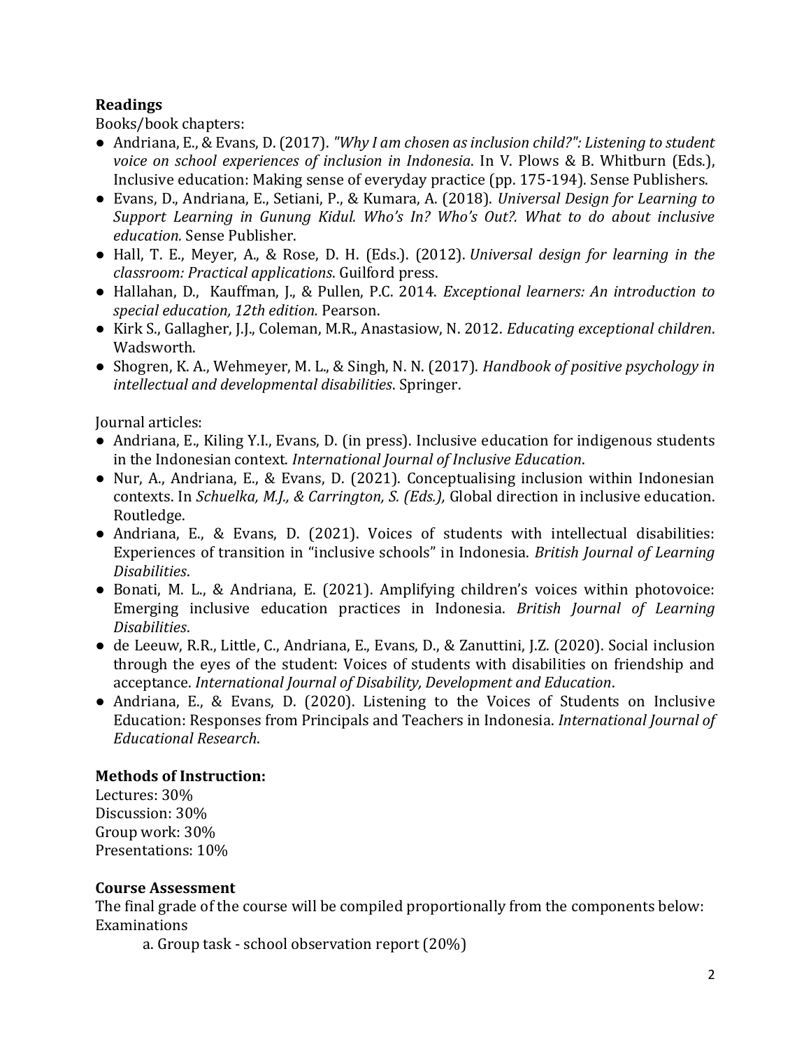**Readings**

Books/book chapters:

- Andriana, E., & Evans, D. (2017). *"Why I am chosen as inclusion child?": Listening to student voice on school experiences of inclusion in Indonesia*. In V. Plows & B. Whitburn (Eds.), Inclusive education: Making sense of everyday practice (pp. 175-194). Sense Publishers.
- Evans, D., Andriana, E., Setiani, P., & Kumara, A. (2018). *Universal Design for Learning to Support Learning in Gunung Kidul. Who's In? Who's Out?. What to do about inclusive education.* Sense Publisher.
- Hall, T. E., Meyer, A., & Rose, D. H. (Eds.). (2012). *Universal design for learning in the classroom: Practical applications*. Guilford press.
- Hallahan, D., Kauffman, J., & Pullen, P.C. 2014. *Exceptional learners: An introduction to special education, 12th edition.* Pearson.
- Kirk S., Gallagher, J.J., Coleman, M.R., Anastasiow, N. 2012. *Educating exceptional children*. Wadsworth.
- Shogren, K. A., Wehmeyer, M. L., & Singh, N. N. (2017). *Handbook of positive psychology in intellectual and developmental disabilities*. Springer.

Journal articles:

- Andriana, E., Kiling Y.I., Evans, D. (in press). Inclusive education for indigenous students in the Indonesian context. *International Journal of Inclusive Education*.
- Nur, A., Andriana, E., & Evans, D. (2021). Conceptualising inclusion within Indonesian contexts. In *Schuelka, M.J., & Carrington, S. (Eds.),* Global direction in inclusive education. Routledge.
- Andriana, E., & Evans, D. (2021). Voices of students with intellectual disabilities: Experiences of transition in "inclusive schools" in Indonesia. *British Journal of Learning Disabilities*.
- Bonati, M. L., & Andriana, E. (2021). Amplifying children's voices within photovoice: Emerging inclusive education practices in Indonesia. *British Journal of Learning Disabilities*.
- de Leeuw, R.R., Little, C., Andriana, E., Evans, D., & Zanuttini, J.Z. (2020). Social inclusion through the eyes of the student: Voices of students with disabilities on friendship and acceptance. *International Journal of Disability, Development and Education*.
- Andriana, E., & Evans, D. (2020). Listening to the Voices of Students on Inclusive Education: Responses from Principals and Teachers in Indonesia. *International Journal of Educational Research*.

**Methods of Instruction:**

Lectures: 30%
Discussion: 30%
Group work: 30%
Presentations: 10%

**Course Assessment**

The final grade of the course will be compiled proportionally from the components below:
Examinations

a. Group task - school observation report (20%)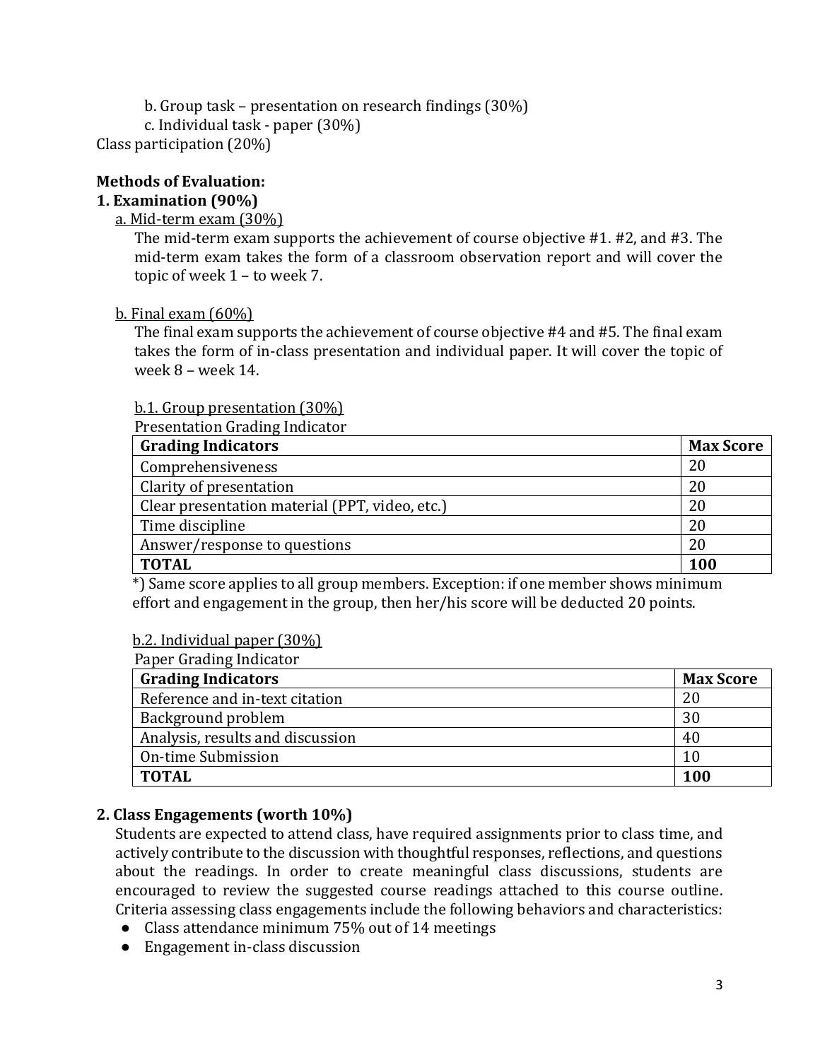b. Group task – presentation on research findings (30%)

c. Individual task - paper (30%)

Class participation (20%)

**Methods of Evaluation:**

**1. Examination (90%)**

a. Mid-term exam (30%)

The mid-term exam supports the achievement of course objective #1. #2, and #3. The mid-term exam takes the form of a classroom observation report and will cover the topic of week 1 – to week 7.

b. Final exam (60%)

The final exam supports the achievement of course objective #4 and #5. The final exam takes the form of in-class presentation and individual paper. It will cover the topic of week 8 – week 14.

b.1. Group presentation (30%)

Presentation Grading Indicator

| **Grading Indicators** | **Max Score** |
|---|---|
| Comprehensiveness | 20 |
| Clarity of presentation | 20 |
| Clear presentation material (PPT, video, etc.) | 20 |
| Time discipline | 20 |
| Answer/response to questions | 20 |
| **TOTAL** | **100** |

*) Same score applies to all group members. Exception: if one member shows minimum effort and engagement in the group, then her/his score will be deducted 20 points.

b.2. Individual paper (30%)

Paper Grading Indicator

| **Grading Indicators** | **Max Score** |
|---|---|
| Reference and in-text citation | 20 |
| Background problem | 30 |
| Analysis, results and discussion | 40 |
| On-time Submission | 10 |
| **TOTAL** | **100** |

**2. Class Engagements (worth 10%)**

Students are expected to attend class, have required assignments prior to class time, and actively contribute to the discussion with thoughtful responses, reflections, and questions about the readings. In order to create meaningful class discussions, students are encouraged to review the suggested course readings attached to this course outline. Criteria assessing class engagements include the following behaviors and characteristics:

- Class attendance minimum 75% out of 14 meetings
- Engagement in-class discussion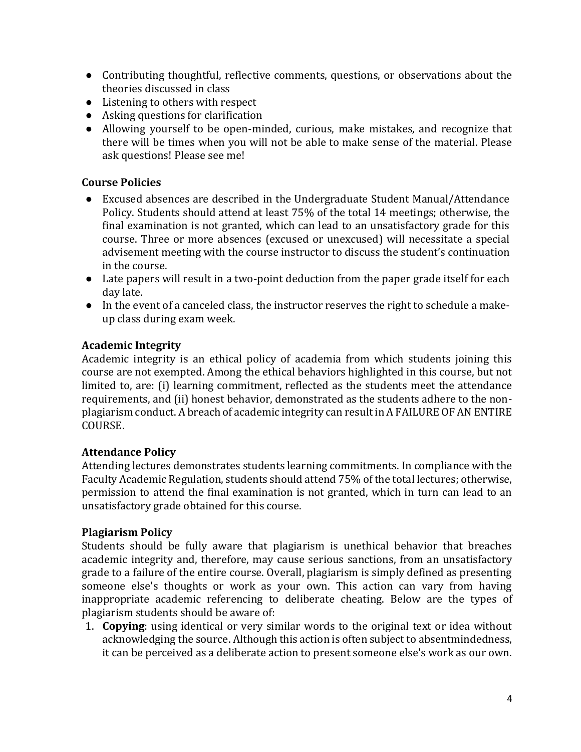- Contributing thoughtful, reflective comments, questions, or observations about the theories discussed in class
- Listening to others with respect
- Asking questions for clarification
- Allowing yourself to be open-minded, curious, make mistakes, and recognize that there will be times when you will not be able to make sense of the material. Please ask questions! Please see me!

### Course Policies

- Excused absences are described in the Undergraduate Student Manual/Attendance Policy. Students should attend at least 75% of the total 14 meetings; otherwise, the final examination is not granted, which can lead to an unsatisfactory grade for this course. Three or more absences (excused or unexcused) will necessitate a special advisement meeting with the course instructor to discuss the student's continuation in the course.
- Late papers will result in a two-point deduction from the paper grade itself for each day late.
- In the event of a canceled class, the instructor reserves the right to schedule a make-up class during exam week.

### Academic Integrity

Academic integrity is an ethical policy of academia from which students joining this course are not exempted. Among the ethical behaviors highlighted in this course, but not limited to, are: (i) learning commitment, reflected as the students meet the attendance requirements, and (ii) honest behavior, demonstrated as the students adhere to the non-plagiarism conduct. A breach of academic integrity can result in A FAILURE OF AN ENTIRE COURSE.

### Attendance Policy

Attending lectures demonstrates students learning commitments. In compliance with the Faculty Academic Regulation, students should attend 75% of the total lectures; otherwise, permission to attend the final examination is not granted, which in turn can lead to an unsatisfactory grade obtained for this course.

### Plagiarism Policy

Students should be fully aware that plagiarism is unethical behavior that breaches academic integrity and, therefore, may cause serious sanctions, from an unsatisfactory grade to a failure of the entire course. Overall, plagiarism is simply defined as presenting someone else's thoughts or work as your own. This action can vary from having inappropriate academic referencing to deliberate cheating. Below are the types of plagiarism students should be aware of:

1. **Copying**: using identical or very similar words to the original text or idea without acknowledging the source. Although this action is often subject to absentmindedness, it can be perceived as a deliberate action to present someone else's work as our own.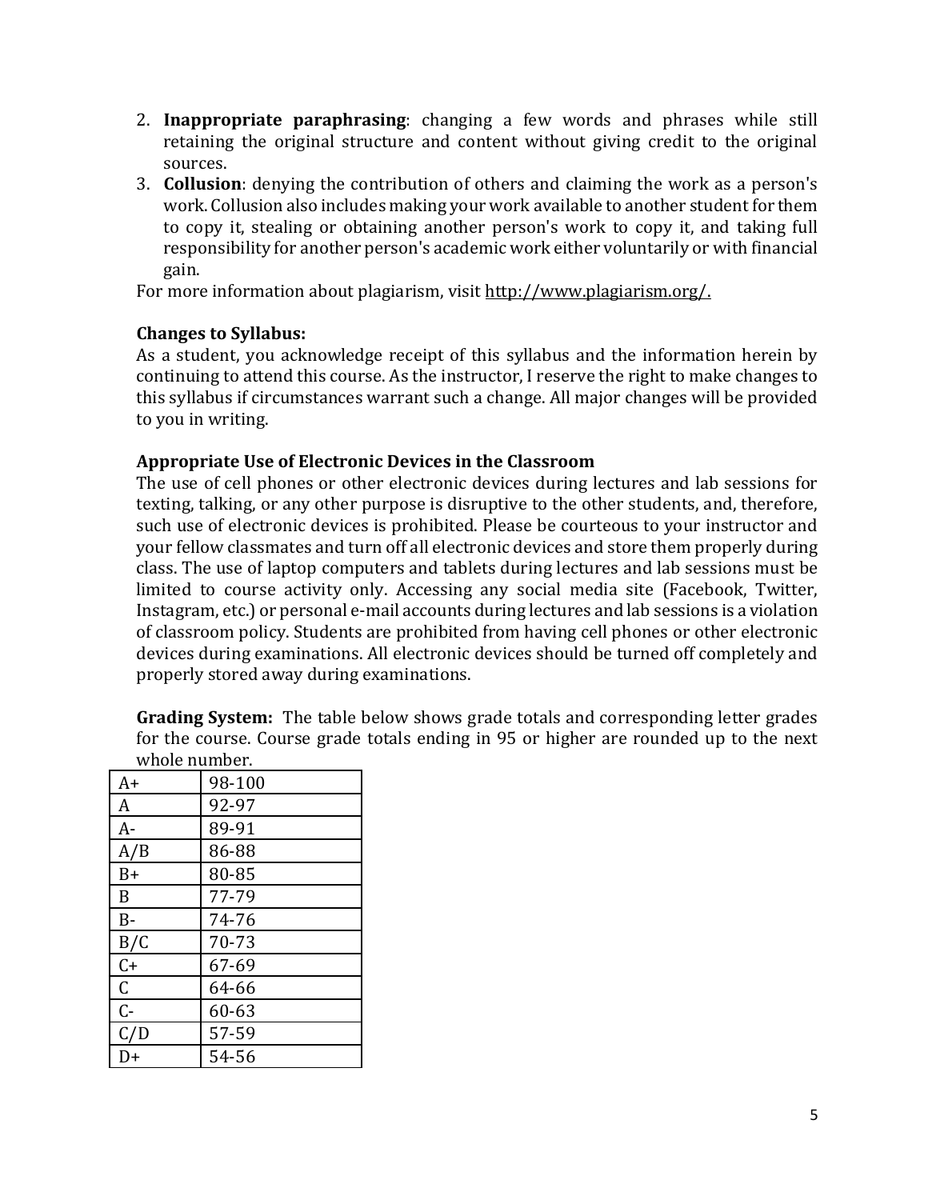2. **Inappropriate paraphrasing**: changing a few words and phrases while still retaining the original structure and content without giving credit to the original sources.
3. **Collusion**: denying the contribution of others and claiming the work as a person's work. Collusion also includes making your work available to another student for them to copy it, stealing or obtaining another person's work to copy it, and taking full responsibility for another person's academic work either voluntarily or with financial gain.

For more information about plagiarism, visit http://www.plagiarism.org/.

**Changes to Syllabus:**

As a student, you acknowledge receipt of this syllabus and the information herein by continuing to attend this course. As the instructor, I reserve the right to make changes to this syllabus if circumstances warrant such a change. All major changes will be provided to you in writing.

**Appropriate Use of Electronic Devices in the Classroom**

The use of cell phones or other electronic devices during lectures and lab sessions for texting, talking, or any other purpose is disruptive to the other students, and, therefore, such use of electronic devices is prohibited. Please be courteous to your instructor and your fellow classmates and turn off all electronic devices and store them properly during class. The use of laptop computers and tablets during lectures and lab sessions must be limited to course activity only. Accessing any social media site (Facebook, Twitter, Instagram, etc.) or personal e-mail accounts during lectures and lab sessions is a violation of classroom policy. Students are prohibited from having cell phones or other electronic devices during examinations. All electronic devices should be turned off completely and properly stored away during examinations.

**Grading System:** The table below shows grade totals and corresponding letter grades for the course. Course grade totals ending in 95 or higher are rounded up to the next whole number.

| | |
|---|---|
| A+ | 98-100 |
| A | 92-97 |
| A- | 89-91 |
| A/B | 86-88 |
| B+ | 80-85 |
| B | 77-79 |
| B- | 74-76 |
| B/C | 70-73 |
| C+ | 67-69 |
| C | 64-66 |
| C- | 60-63 |
| C/D | 57-59 |
| D+ | 54-56 |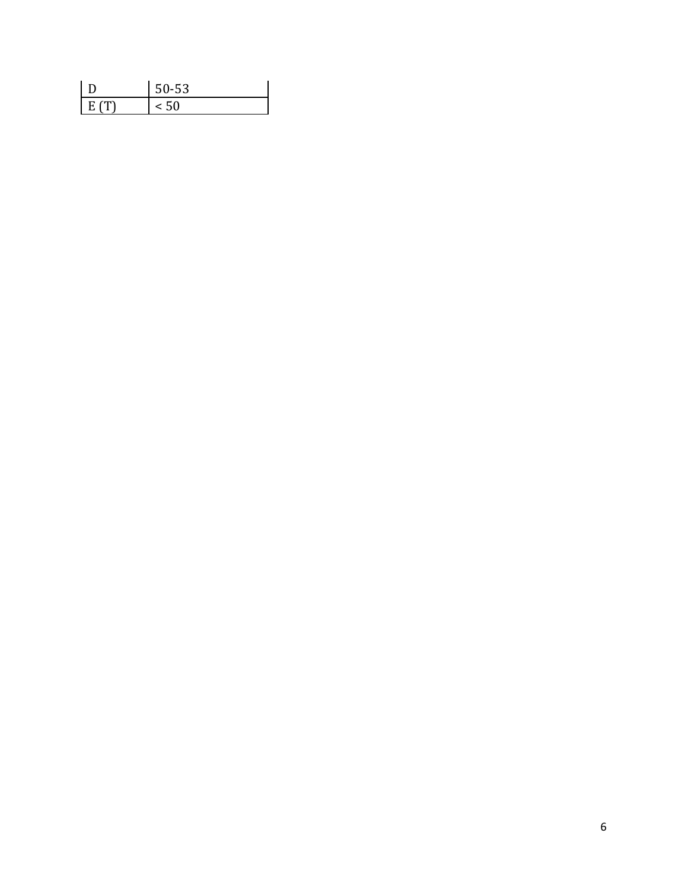| D | 50-53 |
| --- | --- |
| E (T) | < 50 |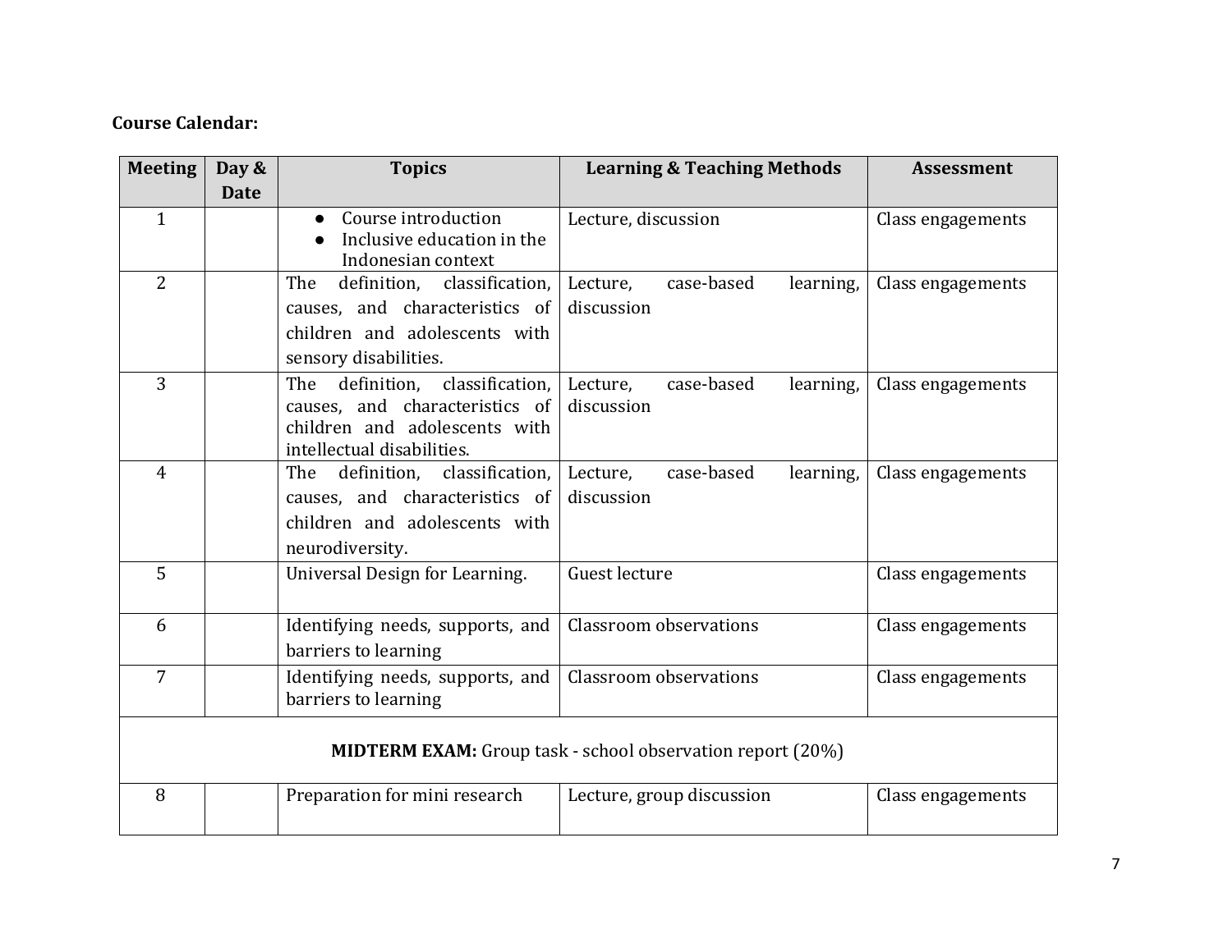**Course Calendar:**

| Meeting | Day & Date | Topics | Learning & Teaching Methods | Assessment |
|---|---|---|---|---|
| 1 | | • Course introduction<br>• Inclusive education in the Indonesian context | Lecture, discussion | Class engagements |
| 2 | | The definition, classification, causes, and characteristics of children and adolescents with sensory disabilities. | Lecture, case-based learning, discussion | Class engagements |
| 3 | | The definition, classification, causes, and characteristics of children and adolescents with intellectual disabilities. | Lecture, case-based learning, discussion | Class engagements |
| 4 | | The definition, classification, causes, and characteristics of children and adolescents with neurodiversity. | Lecture, case-based learning, discussion | Class engagements |
| 5 | | Universal Design for Learning. | Guest lecture | Class engagements |
| 6 | | Identifying needs, supports, and barriers to learning | Classroom observations | Class engagements |
| 7 | | Identifying needs, supports, and barriers to learning | Classroom observations | Class engagements |
| **MIDTERM EXAM:** Group task - school observation report (20%) | | | | |
| 8 | | Preparation for mini research | Lecture, group discussion | Class engagements |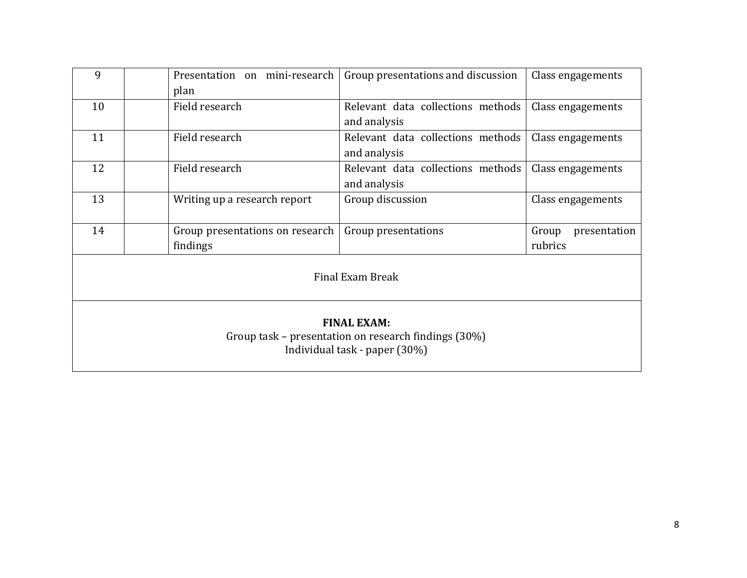| | | | | |
|---|---|---|---|---|
| 9 | | Presentation on mini-research plan | Group presentations and discussion | Class engagements |
| 10 | | Field research | Relevant data collections methods and analysis | Class engagements |
| 11 | | Field research | Relevant data collections methods and analysis | Class engagements |
| 12 | | Field research | Relevant data collections methods and analysis | Class engagements |
| 13 | | Writing up a research report | Group discussion | Class engagements |
| 14 | | Group presentations on research findings | Group presentations | Group presentation rubrics |
| Final Exam Break | | | | |
| **FINAL EXAM:** Group task – presentation on research findings (30%) Individual task - paper (30%) | | | | |